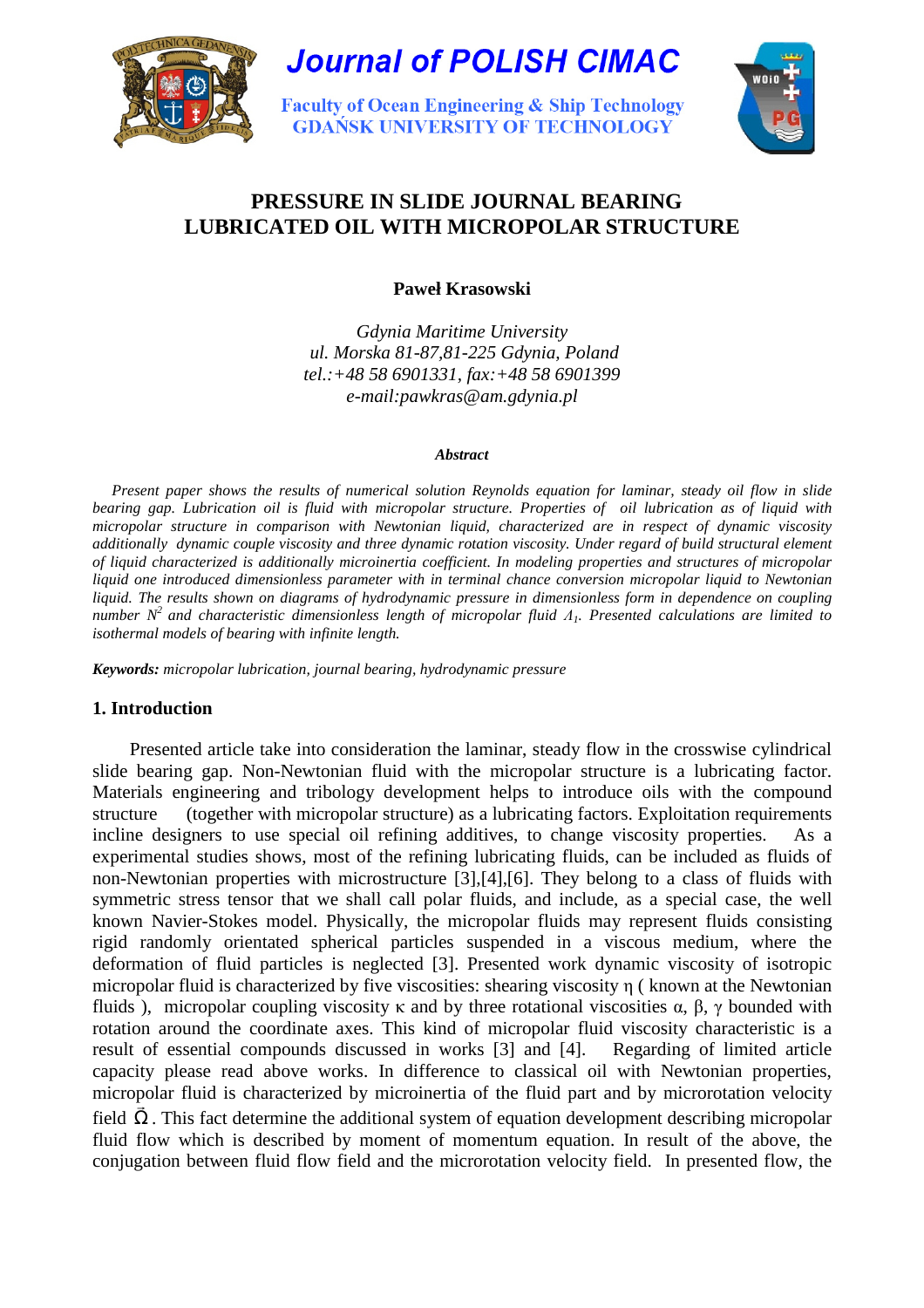# PRESSURE IN SLIDE JOURNAL BEARING LUBRICATED OIL WITH MICROPOLAR STRUCTURE

**Paweł Krasowski**

*Gdynia Maritime University*
*ul. Morska 81-87,81-225 Gdynia, Poland*
*tel.:+48 58 6901331, fax:+48 58 6901399*
*e-mail:pawkras@am.gdynia.pl*

***Abstract***

*Present paper shows the results of numerical solution Reynolds equation for laminar, steady oil flow in slide bearing gap. Lubrication oil is fluid with micropolar structure. Properties of oil lubrication as of liquid with micropolar structure in comparison with Newtonian liquid, characterized are in respect of dynamic viscosity additionally dynamic couple viscosity and three dynamic rotation viscosity. Under regard of build structural element of liquid characterized is additionally microinertia coefficient. In modeling properties and structures of micropolar liquid one introduced dimensionless parameter with in terminal chance conversion micropolar liquid to Newtonian liquid. The results shown on diagrams of hydrodynamic pressure in dimensionless form in dependence on coupling number $N^2$ and characteristic dimensionless length of micropolar fluid $\Lambda_1$. Presented calculations are limited to isothermal models of bearing with infinite length.*

***Keywords:*** *micropolar lubrication, journal bearing, hydrodynamic pressure*

## 1. Introduction

Presented article take into consideration the laminar, steady flow in the crosswise cylindrical slide bearing gap. Non-Newtonian fluid with the micropolar structure is a lubricating factor. Materials engineering and tribology development helps to introduce oils with the compound structure (together with micropolar structure) as a lubricating factors. Exploitation requirements incline designers to use special oil refining additives, to change viscosity properties. As a experimental studies shows, most of the refining lubricating fluids, can be included as fluids of non-Newtonian properties with microstructure [3],[4],[6]. They belong to a class of fluids with symmetric stress tensor that we shall call polar fluids, and include, as a special case, the well known Navier-Stokes model. Physically, the micropolar fluids may represent fluids consisting rigid randomly orientated spherical particles suspended in a viscous medium, where the deformation of fluid particles is neglected [3]. Presented work dynamic viscosity of isotropic micropolar fluid is characterized by five viscosities: shearing viscosity $\eta$ ( known at the Newtonian fluids ), micropolar coupling viscosity $\kappa$ and by three rotational viscosities $\alpha$, $\beta$, $\gamma$ bounded with rotation around the coordinate axes. This kind of micropolar fluid viscosity characteristic is a result of essential compounds discussed in works [3] and [4]. Regarding of limited article capacity please read above works. In difference to classical oil with Newtonian properties, micropolar fluid is characterized by microinertia of the fluid part and by microrotation velocity field $\vec{\Omega}$. This fact determine the additional system of equation development describing micropolar fluid flow which is described by moment of momentum equation. In result of the above, the conjugation between fluid flow field and the microrotation velocity field. In presented flow, the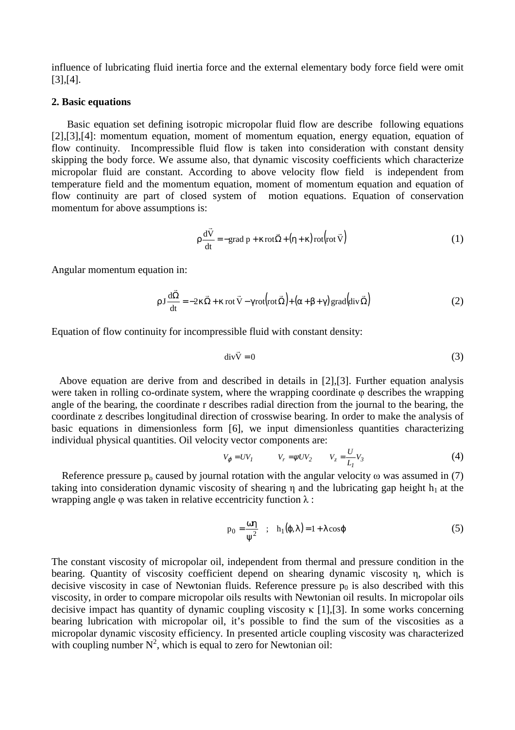influence of lubricating fluid inertia force and the external elementary body force field were omit [3],[4].

## 2. Basic equations

Basic equation set defining isotropic micropolar fluid flow are describe following equations [2],[3],[4]: momentum equation, moment of momentum equation, energy equation, equation of flow continuity. Incompressible fluid flow is taken into consideration with constant density skipping the body force. We assume also, that dynamic viscosity coefficients which characterize micropolar fluid are constant. According to above velocity flow field is independent from temperature field and the momentum equation, moment of momentum equation and equation of flow continuity are part of closed system of motion equations. Equation of conservation momentum for above assumptions is:

$$\rho \frac{d\vec{V}}{dt} = -\text{grad}\, p + \kappa\, \text{rot}\vec{\Omega} + (\eta + \kappa)\, \text{rot}\left(\text{rot}\, \vec{V}\right) \tag{1}$$

Angular momentum equation in:

$$\rho J \frac{d\vec{\Omega}}{dt} = -2\kappa\vec{\Omega} + \kappa\, \text{rot}\, \vec{V} - \gamma \text{rot}\left(\text{rot}\, \vec{\Omega}\right) + (\alpha + \beta + \gamma)\, \text{grad}\left(\text{div}\, \vec{\Omega}\right) \tag{2}$$

Equation of flow continuity for incompressible fluid with constant density:

$$\text{div}\vec{V} = 0 \tag{3}$$

Above equation are derive from and described in details in [2],[3]. Further equation analysis were taken in rolling co-ordinate system, where the wrapping coordinate $\varphi$ describes the wrapping angle of the bearing, the coordinate r describes radial direction from the journal to the bearing, the coordinate z describes longitudinal direction of crosswise bearing. In order to make the analysis of basic equations in dimensionless form [6], we input dimensionless quantities characterizing individual physical quantities. Oil velocity vector components are:

$$V_\varphi = UV_1 \qquad V_r = \psi U V_2 \qquad V_z = \frac{U}{L_1} V_3 \tag{4}$$

Reference pressure $p_o$ caused by journal rotation with the angular velocity $\omega$ was assumed in (7) taking into consideration dynamic viscosity of shearing $\eta$ and the lubricating gap height $h_1$ at the wrapping angle $\varphi$ was taken in relative eccentricity function $\lambda$ :

$$p_0 = \frac{\omega\eta}{\psi^2} \quad ; \quad h_1(\varphi, \lambda) = 1 + \lambda\cos\varphi \tag{5}$$

The constant viscosity of micropolar oil, independent from thermal and pressure condition in the bearing. Quantity of viscosity coefficient depend on shearing dynamic viscosity $\eta$, which is decisive viscosity in case of Newtonian fluids. Reference pressure $p_0$ is also described with this viscosity, in order to compare micropolar oils results with Newtonian oil results. In micropolar oils decisive impact has quantity of dynamic coupling viscosity $\kappa$ [1],[3]. In some works concerning bearing lubrication with micropolar oil, it's possible to find the sum of the viscosities as a micropolar dynamic viscosity efficiency. In presented article coupling viscosity was characterized with coupling number $N^2$, which is equal to zero for Newtonian oil: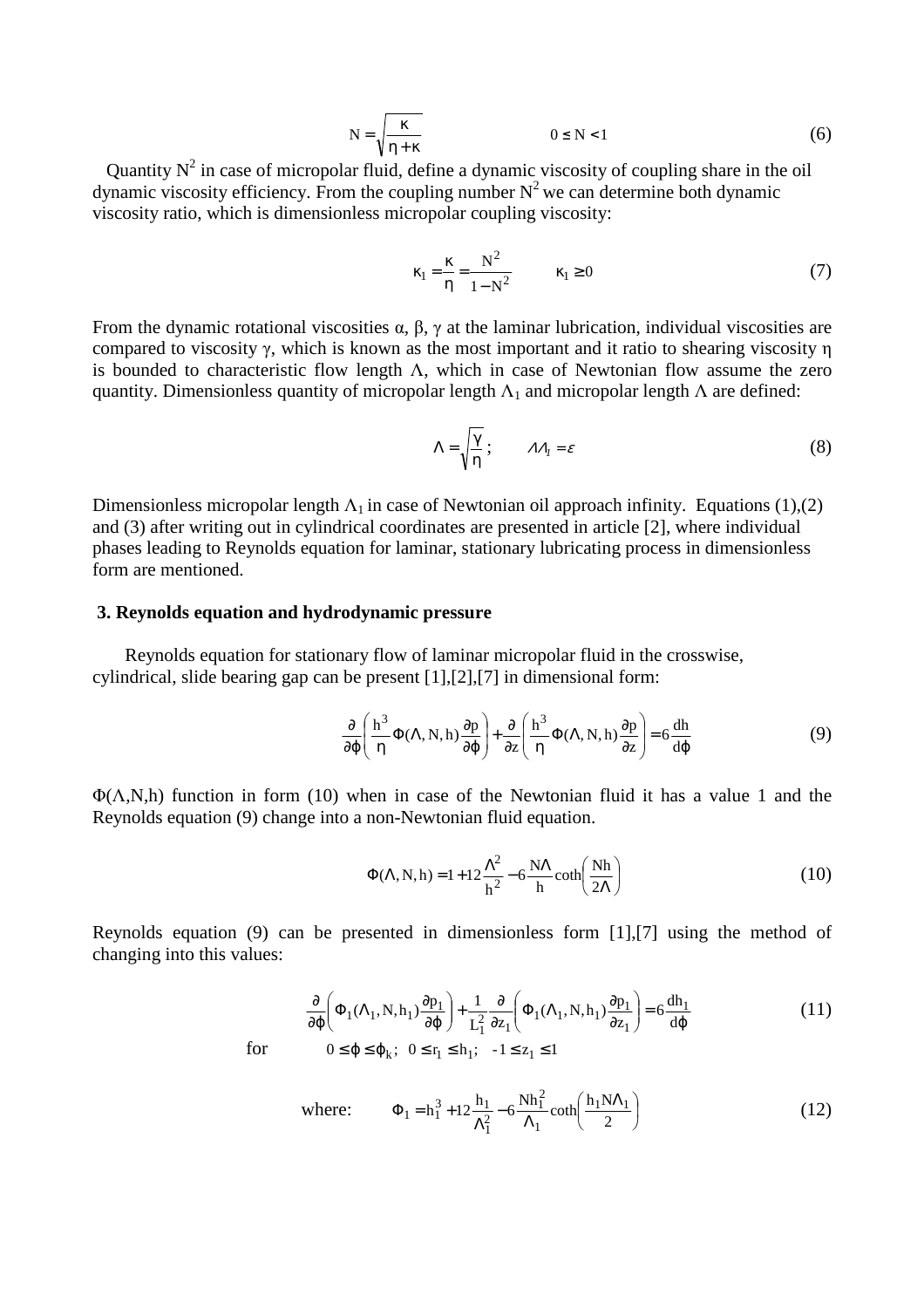$$N = \sqrt{\frac{\kappa}{\eta + \kappa}} \qquad\qquad 0 \le N < 1 \tag{6}$$

Quantity $N^2$ in case of micropolar fluid, define a dynamic viscosity of coupling share in the oil dynamic viscosity efficiency. From the coupling number $N^2$ we can determine both dynamic viscosity ratio, which is dimensionless micropolar coupling viscosity:

$$\kappa_1 = \frac{\kappa}{\eta} = \frac{N^2}{1 - N^2} \qquad \kappa_1 \ge 0 \tag{7}$$

From the dynamic rotational viscosities α, β, γ at the laminar lubrication, individual viscosities are compared to viscosity γ, which is known as the most important and it ratio to shearing viscosity η is bounded to characteristic flow length Λ, which in case of Newtonian flow assume the zero quantity. Dimensionless quantity of micropolar length $\Lambda_1$ and micropolar length Λ are defined:

$$\Lambda = \sqrt{\frac{\gamma}{\eta}}; \qquad \Lambda\Lambda_1 = \varepsilon \tag{8}$$

Dimensionless micropolar length $\Lambda_1$ in case of Newtonian oil approach infinity. Equations (1),(2) and (3) after writing out in cylindrical coordinates are presented in article [2], where individual phases leading to Reynolds equation for laminar, stationary lubricating process in dimensionless form are mentioned.

## 3. Reynolds equation and hydrodynamic pressure

Reynolds equation for stationary flow of laminar micropolar fluid in the crosswise, cylindrical, slide bearing gap can be present [1],[2],[7] in dimensional form:

$$\frac{\partial}{\partial \varphi}\left(\frac{h^3}{\eta}\Phi(\Lambda, N, h)\frac{\partial p}{\partial \varphi}\right) + \frac{\partial}{\partial z}\left(\frac{h^3}{\eta}\Phi(\Lambda, N, h)\frac{\partial p}{\partial z}\right) = 6\frac{dh}{d\varphi} \tag{9}$$

$\Phi(\Lambda,N,h)$ function in form (10) when in case of the Newtonian fluid it has a value 1 and the Reynolds equation (9) change into a non-Newtonian fluid equation.

$$\Phi(\Lambda, N, h) = 1 + 12\frac{\Lambda^2}{h^2} - 6\frac{N\Lambda}{h}\coth\left(\frac{Nh}{2\Lambda}\right) \tag{10}$$

Reynolds equation (9) can be presented in dimensionless form [1],[7] using the method of changing into this values:

$$\frac{\partial}{\partial \varphi}\left(\Phi_1(\Lambda_1, N, h_1)\frac{\partial p_1}{\partial \varphi}\right) + \frac{1}{L_1^2}\frac{\partial}{\partial z_1}\left(\Phi_1(\Lambda_1, N, h_1)\frac{\partial p_1}{\partial z_1}\right) = 6\frac{dh_1}{d\varphi} \tag{11}$$

for $\quad 0 \le \varphi \le \varphi_k; \;\; 0 \le r_1 \le h_1; \;\; -1 \le z_1 \le 1$

where: $$\Phi_1 = h_1^3 + 12\frac{h_1}{\Lambda_1^2} - 6\frac{Nh_1^2}{\Lambda_1}\coth\left(\frac{h_1 N\Lambda_1}{2}\right) \tag{12}$$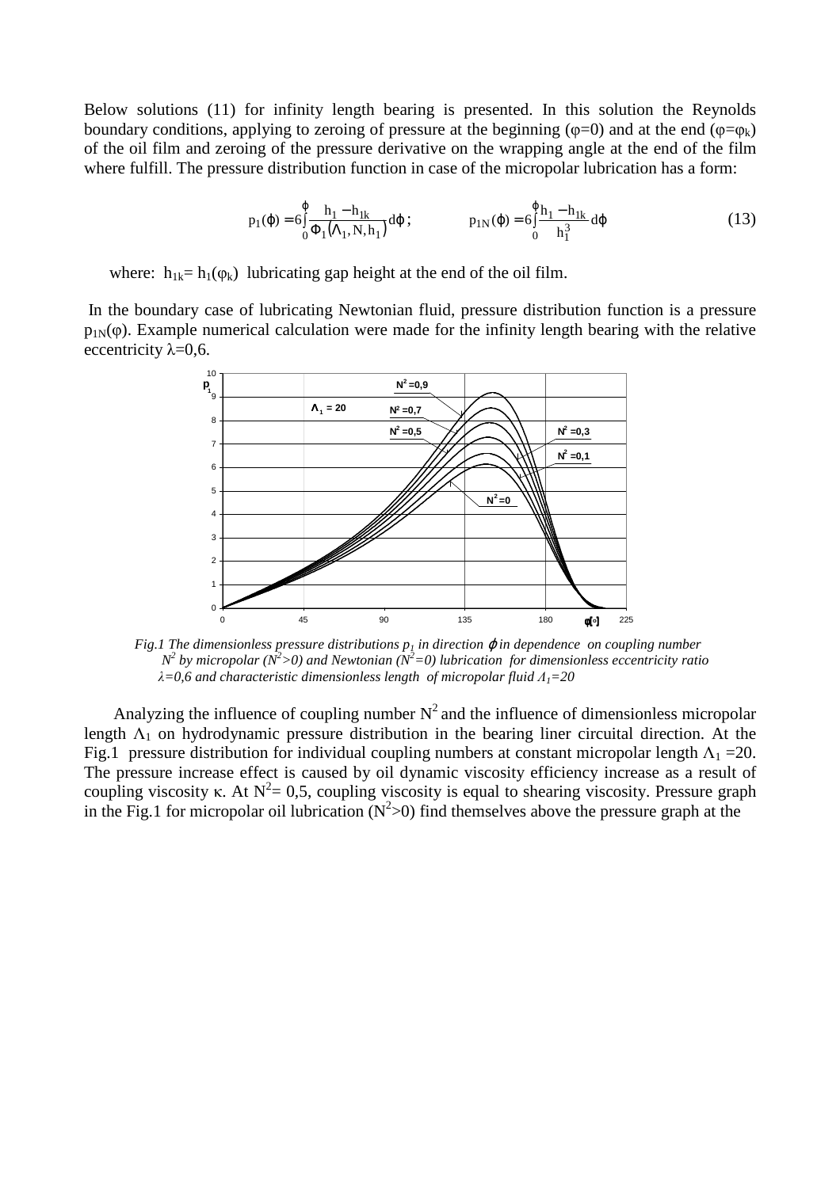Below solutions (11) for infinity length bearing is presented. In this solution the Reynolds boundary conditions, applying to zeroing of pressure at the beginning ($\varphi=0$) and at the end ($\varphi=\varphi_k$) of the oil film and zeroing of the pressure derivative on the wrapping angle at the end of the film where fulfill. The pressure distribution function in case of the micropolar lubrication has a form:

$$p_1(\varphi)=6\int_0^{\varphi}\frac{h_1-h_{1k}}{\Phi_1(\Lambda_1,N,h_1)}d\varphi; \qquad p_{1N}(\varphi)=6\int_0^{\varphi}\frac{h_1-h_{1k}}{h_1^3}d\varphi \tag{13}$$

where: $h_{1k}=h_1(\varphi_k)$ lubricating gap height at the end of the oil film.

In the boundary case of lubricating Newtonian fluid, pressure distribution function is a pressure $p_{1N}(\varphi)$. Example numerical calculation were made for the infinity length bearing with the relative eccentricity $\lambda$=0,6.

*Fig.1 The dimensionless pressure distributions $p_1$ in direction $\varphi$ in dependence on coupling number $N^2$ by micropolar ($N^2>0$) and Newtonian ($N^2=0$) lubrication for dimensionless eccentricity ratio $\lambda$=0,6 and characteristic dimensionless length of micropolar fluid $\Lambda_1$=20*

Analyzing the influence of coupling number $N^2$ and the influence of dimensionless micropolar length $\Lambda_1$ on hydrodynamic pressure distribution in the bearing liner circuital direction. At the Fig.1 pressure distribution for individual coupling numbers at constant micropolar length $\Lambda_1$ =20. The pressure increase effect is caused by oil dynamic viscosity efficiency increase as a result of coupling viscosity $\kappa$. At $N^2$= 0,5, coupling viscosity is equal to shearing viscosity. Pressure graph in the Fig.1 for micropolar oil lubrication ($N^2>0$) find themselves above the pressure graph at the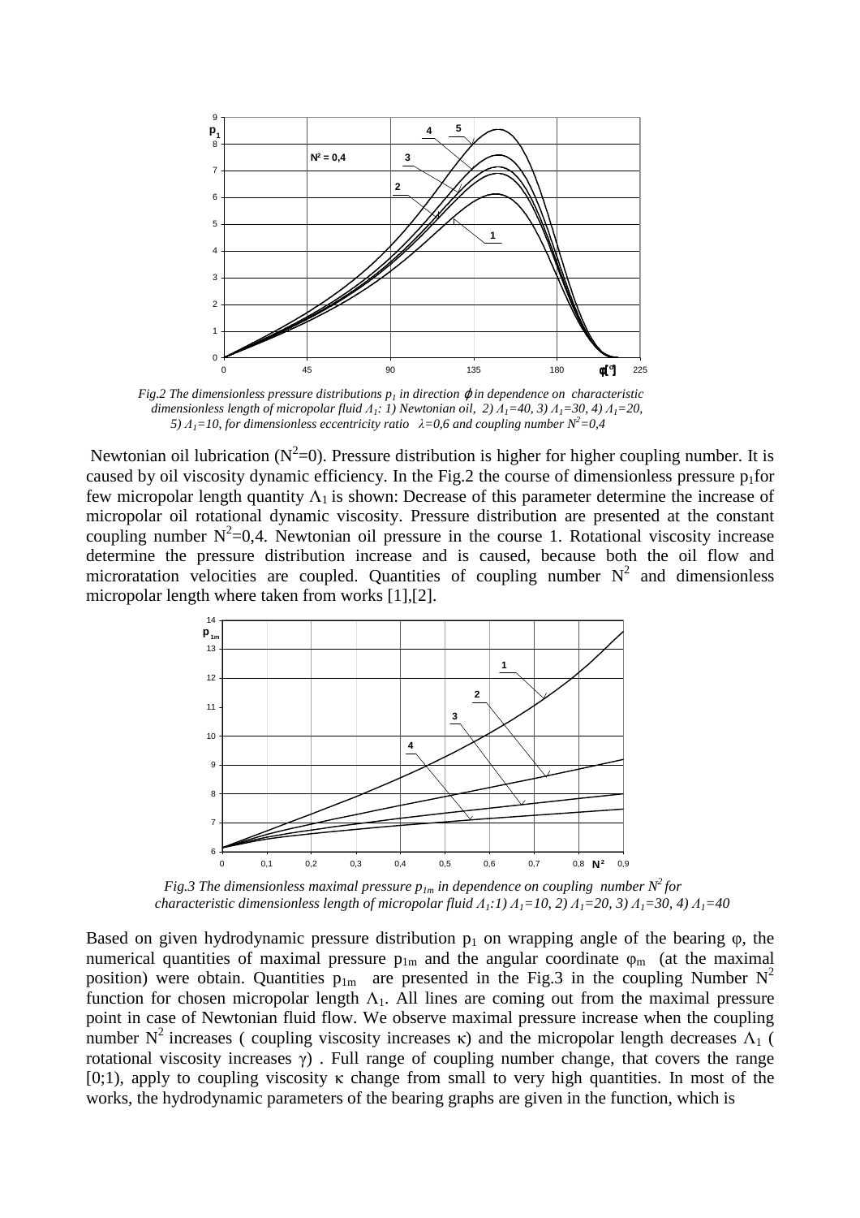*Fig.2 The dimensionless pressure distributions $p_1$ in direction $\varphi$ in dependence on characteristic dimensionless length of micropolar fluid $\Lambda_1$: 1) Newtonian oil, 2) $\Lambda_1=40$, 3) $\Lambda_1=30$, 4) $\Lambda_1=20$, 5) $\Lambda_1=10$, for dimensionless eccentricity ratio $\lambda=0{,}6$ and coupling number $N^2=0{,}4$*

Newtonian oil lubrication ($N^2=0$). Pressure distribution is higher for higher coupling number. It is caused by oil viscosity dynamic efficiency. In the Fig.2 the course of dimensionless pressure $p_1$for few micropolar length quantity $\Lambda_1$ is shown: Decrease of this parameter determine the increase of micropolar oil rotational dynamic viscosity. Pressure distribution are presented at the constant coupling number $N^2=0{,}4$. Newtonian oil pressure in the course 1. Rotational viscosity increase determine the pressure distribution increase and is caused, because both the oil flow and microratation velocities are coupled. Quantities of coupling number $N^2$ and dimensionless micropolar length where taken from works [1],[2].

*Fig.3 The dimensionless maximal pressure $p_{1m}$ in dependence on coupling number $N^2$ for characteristic dimensionless length of micropolar fluid $\Lambda_1$:1) $\Lambda_1=10$, 2) $\Lambda_1=20$, 3) $\Lambda_1=30$, 4) $\Lambda_1=40$*

Based on given hydrodynamic pressure distribution $p_1$ on wrapping angle of the bearing $\varphi$, the numerical quantities of maximal pressure $p_{1m}$ and the angular coordinate $\varphi_m$ (at the maximal position) were obtain. Quantities $p_{1m}$ are presented in the Fig.3 in the coupling Number $N^2$ function for chosen micropolar length $\Lambda_1$. All lines are coming out from the maximal pressure point in case of Newtonian fluid flow. We observe maximal pressure increase when the coupling number $N^2$ increases ( coupling viscosity increases $\kappa$) and the micropolar length decreases $\Lambda_1$ ( rotational viscosity increases $\gamma$) . Full range of coupling number change, that covers the range [0;1), apply to coupling viscosity $\kappa$ change from small to very high quantities. In most of the works, the hydrodynamic parameters of the bearing graphs are given in the function, which is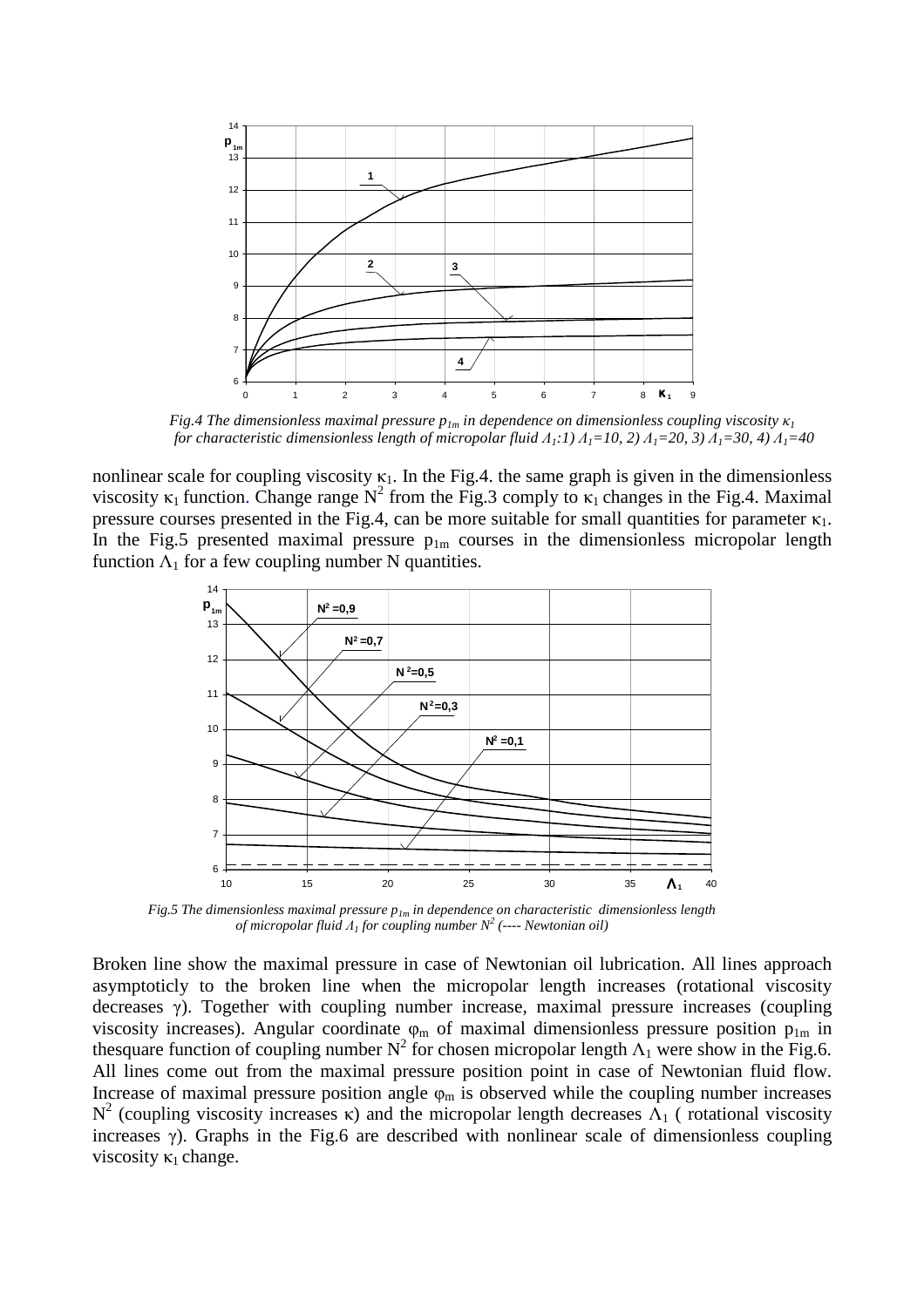*Fig.4 The dimensionless maximal pressure $p_{1m}$ in dependence on dimensionless coupling viscosity $\kappa_1$ for characteristic dimensionless length of micropolar fluid $\Lambda_1$:1) $\Lambda_1$=10, 2) $\Lambda_1$=20, 3) $\Lambda_1$=30, 4) $\Lambda_1$=40*

nonlinear scale for coupling viscosity $\kappa_1$. In the Fig.4. the same graph is given in the dimensionless viscosity $\kappa_1$ function. Change range $N^2$ from the Fig.3 comply to $\kappa_1$ changes in the Fig.4. Maximal pressure courses presented in the Fig.4, can be more suitable for small quantities for parameter $\kappa_1$. In the Fig.5 presented maximal pressure $p_{1m}$ courses in the dimensionless micropolar length function $\Lambda_1$ for a few coupling number N quantities.

*Fig.5 The dimensionless maximal pressure $p_{1m}$ in dependence on characteristic dimensionless length of micropolar fluid $\Lambda_1$ for coupling number $N^2$ (---- Newtonian oil)*

Broken line show the maximal pressure in case of Newtonian oil lubrication. All lines approach asymptoticly to the broken line when the micropolar length increases (rotational viscosity decreases $\gamma$). Together with coupling number increase, maximal pressure increases (coupling viscosity increases). Angular coordinate $\varphi_m$ of maximal dimensionless pressure position $p_{1m}$ in thesquare function of coupling number $N^2$ for chosen micropolar length $\Lambda_1$ were show in the Fig.6. All lines come out from the maximal pressure position point in case of Newtonian fluid flow. Increase of maximal pressure position angle $\varphi_m$ is observed while the coupling number increases $N^2$ (coupling viscosity increases $\kappa$) and the micropolar length decreases $\Lambda_1$ ( rotational viscosity increases $\gamma$). Graphs in the Fig.6 are described with nonlinear scale of dimensionless coupling viscosity $\kappa_1$ change.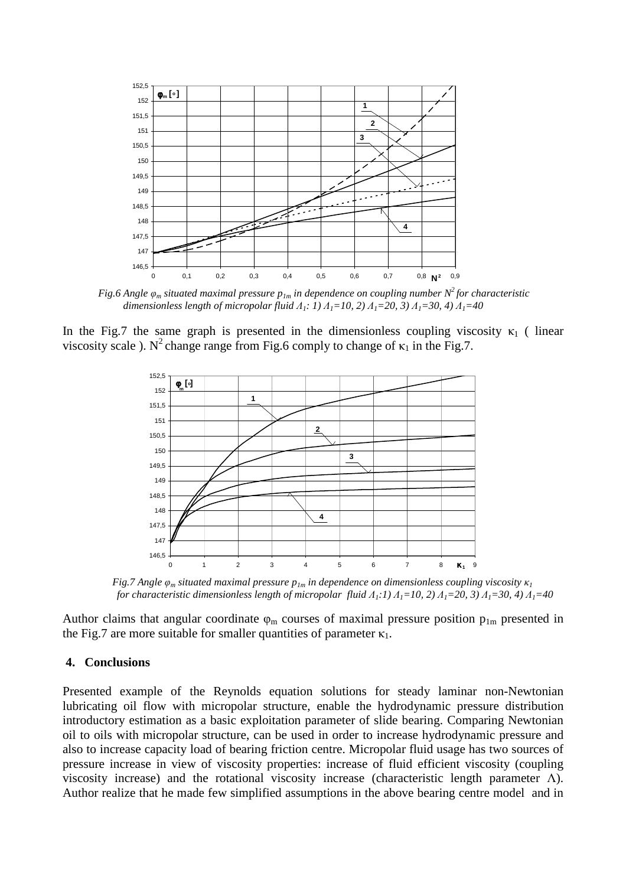*Fig.6 Angle $\varphi_m$ situated maximal pressure $p_{1m}$ in dependence on coupling number $N^2$ for characteristic dimensionless length of micropolar fluid $\Lambda_1$: 1) $\Lambda_1=10$, 2) $\Lambda_1=20$, 3) $\Lambda_1=30$, 4) $\Lambda_1=40$*

In the Fig.7 the same graph is presented in the dimensionless coupling viscosity $\kappa_1$ ( linear viscosity scale ). $N^2$ change range from Fig.6 comply to change of $\kappa_1$ in the Fig.7.

*Fig.7 Angle $\varphi_m$ situated maximal pressure $p_{1m}$ in dependence on dimensionless coupling viscosity $\kappa_1$ for characteristic dimensionless length of micropolar fluid $\Lambda_1$:1) $\Lambda_1=10$, 2) $\Lambda_1=20$, 3) $\Lambda_1=30$, 4) $\Lambda_1=40$*

Author claims that angular coordinate $\varphi_m$ courses of maximal pressure position $p_{1m}$ presented in the Fig.7 are more suitable for smaller quantities of parameter $\kappa_1$.

## 4. Conclusions

Presented example of the Reynolds equation solutions for steady laminar non-Newtonian lubricating oil flow with micropolar structure, enable the hydrodynamic pressure distribution introductory estimation as a basic exploitation parameter of slide bearing. Comparing Newtonian oil to oils with micropolar structure, can be used in order to increase hydrodynamic pressure and also to increase capacity load of bearing friction centre. Micropolar fluid usage has two sources of pressure increase in view of viscosity properties: increase of fluid efficient viscosity (coupling viscosity increase) and the rotational viscosity increase (characteristic length parameter $\Lambda$). Author realize that he made few simplified assumptions in the above bearing centre model and in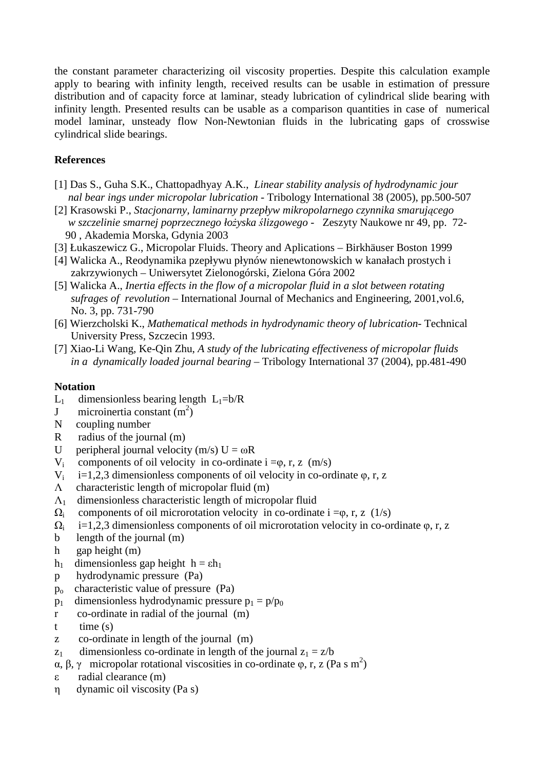the constant parameter characterizing oil viscosity properties. Despite this calculation example apply to bearing with infinity length, received results can be usable in estimation of pressure distribution and of capacity force at laminar, steady lubrication of cylindrical slide bearing with infinity length. Presented results can be usable as a comparison quantities in case of numerical model laminar, unsteady flow Non-Newtonian fluids in the lubricating gaps of crosswise cylindrical slide bearings.

**References**

[1] Das S., Guha S.K., Chattopadhyay A.K., *Linear stability analysis of hydrodynamic jour nal bear ings under micropolar lubrication* - Tribology International 38 (2005), pp.500-507

[2] Krasowski P., *Stacjonarny, laminarny przepływ mikropolarnego czynnika smarującego w szczelinie smarnej poprzecznego łożyska ślizgowego* - Zeszyty Naukowe nr 49, pp. 72-90 , Akademia Morska, Gdynia 2003

[3] Łukaszewicz G., Micropolar Fluids. Theory and Aplications – Birkhäuser Boston 1999

[4] Walicka A., Reodynamika pzepływu płynów nienewtonowskich w kanałach prostych i zakrzywionych – Uniwersytet Zielonogórski, Zielona Góra 2002

[5] Walicka A., *Inertia effects in the flow of a micropolar fluid in a slot between rotating sufrages of revolution* – International Journal of Mechanics and Engineering, 2001,vol.6, No. 3, pp. 731-790

[6] Wierzcholski K., *Mathematical methods in hydrodynamic theory of lubrication*- Technical University Press, Szczecin 1993.

[7] Xiao-Li Wang, Ke-Qin Zhu, *A study of the lubricating effectiveness of micropolar fluids in a dynamically loaded journal bearing* – Tribology International 37 (2004), pp.481-490

**Notation**

- $L_1$ dimensionless bearing length $L_1$=b/R
- J microinertia constant ($m^2$)
- N coupling number
- R radius of the journal (m)
- U peripheral journal velocity (m/s) $U = \omega R$
- $V_i$ components of oil velocity in co-ordinate $i = \varphi, r, z$ (m/s)
- $V_i$ i=1,2,3 dimensionless components of oil velocity in co-ordinate $\varphi$, r, z
- $\Lambda$ characteristic length of micropolar fluid (m)
- $\Lambda_1$ dimensionless characteristic length of micropolar fluid
- $\Omega_i$ components of oil microrotation velocity in co-ordinate $i = \varphi, r, z$ (1/s)
- $\Omega_i$ i=1,2,3 dimensionless components of oil microrotation velocity in co-ordinate $\varphi$, r, z
- b length of the journal (m)
- h gap height (m)
- $h_1$ dimensionless gap height $h = \varepsilon h_1$
- p hydrodynamic pressure (Pa)
- $p_o$ characteristic value of pressure (Pa)
- $p_1$ dimensionless hydrodynamic pressure $p_1 = p/p_0$
- r co-ordinate in radial of the journal (m)
- t time (s)
- z co-ordinate in length of the journal (m)
- $z_1$ dimensionless co-ordinate in length of the journal $z_1 = z/b$
- $\alpha$, $\beta$, $\gamma$ micropolar rotational viscosities in co-ordinate $\varphi$, r, z (Pa s $m^2$)
- $\varepsilon$ radial clearance (m)
- $\eta$ dynamic oil viscosity (Pa s)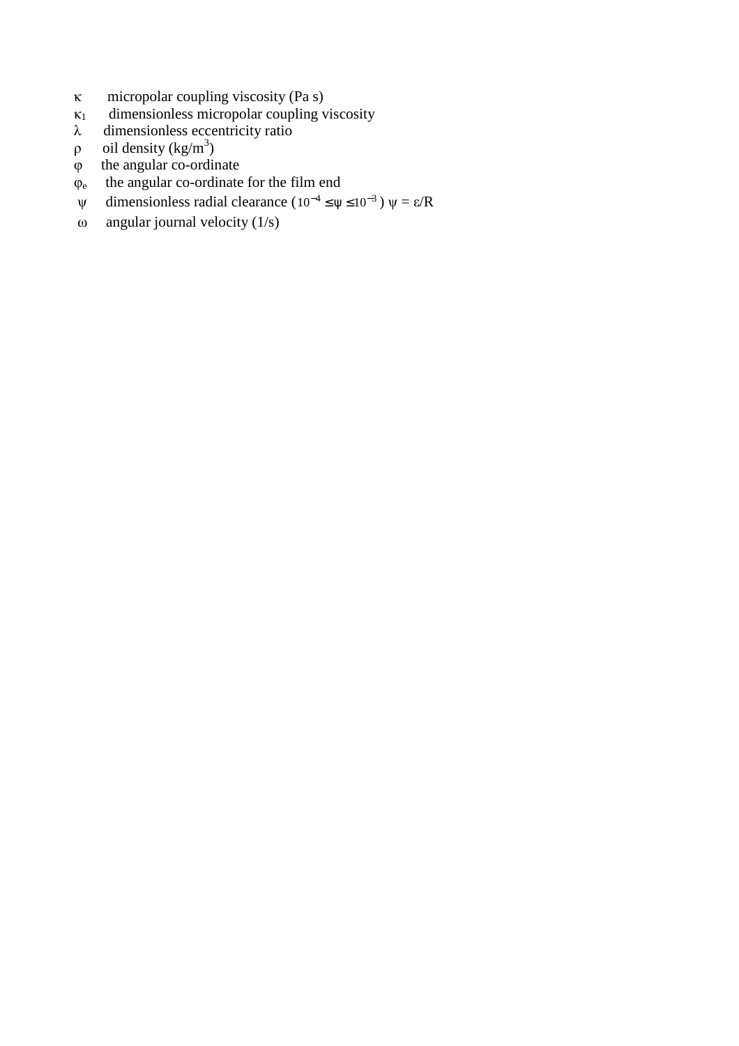$\kappa$ micropolar coupling viscosity (Pa s)
$\kappa_1$ dimensionless micropolar coupling viscosity
$\lambda$ dimensionless eccentricity ratio
$\rho$ oil density (kg/m$^3$)
$\varphi$ the angular co-ordinate
$\varphi_e$ the angular co-ordinate for the film end
$\psi$ dimensionless radial clearance ($10^{-4} \le \psi \le 10^{-3}$) $\psi = \varepsilon/R$
$\omega$ angular journal velocity (1/s)